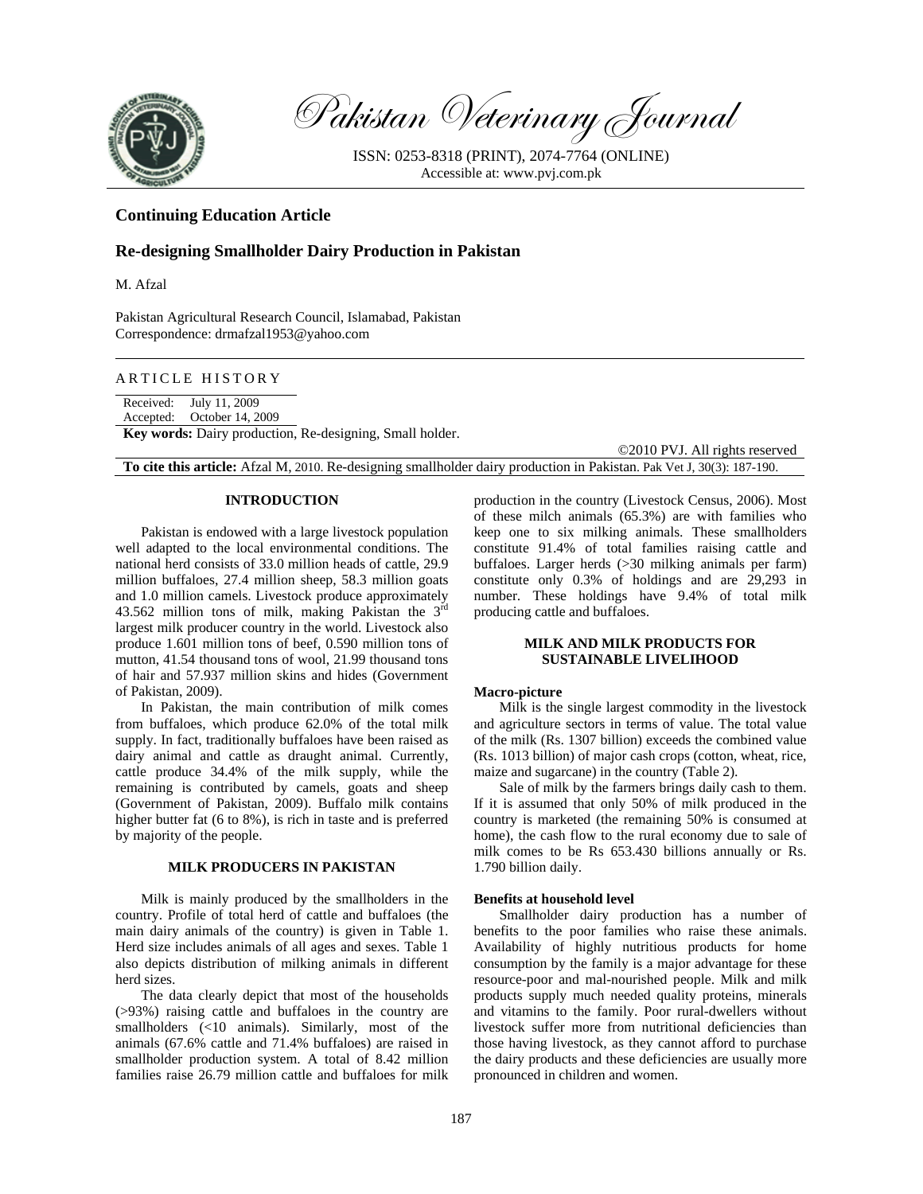# Pakistan Veterinary Journal

ISSN: 0253-8318 (PRINT), 2074-7764 (ONLINE)
Accessible at: www.pvj.com.pk

**Continuing Education Article**

## Re-designing Smallholder Dairy Production in Pakistan

M. Afzal

Pakistan Agricultural Research Council, Islamabad, Pakistan
Correspondence: drmafzal1953@yahoo.com

ARTICLE HISTORY

Received: July 11, 2009
Accepted: October 14, 2009

**Key words:** Dairy production, Re-designing, Small holder.

©2010 PVJ. All rights reserved

**To cite this article:** Afzal M, 2010. Re-designing smallholder dairy production in Pakistan. Pak Vet J, 30(3): 187-190.

### INTRODUCTION

Pakistan is endowed with a large livestock population well adapted to the local environmental conditions. The national herd consists of 33.0 million heads of cattle, 29.9 million buffaloes, 27.4 million sheep, 58.3 million goats and 1.0 million camels. Livestock produce approximately 43.562 million tons of milk, making Pakistan the 3rd largest milk producer country in the world. Livestock also produce 1.601 million tons of beef, 0.590 million tons of mutton, 41.54 thousand tons of wool, 21.99 thousand tons of hair and 57.937 million skins and hides (Government of Pakistan, 2009).

In Pakistan, the main contribution of milk comes from buffaloes, which produce 62.0% of the total milk supply. In fact, traditionally buffaloes have been raised as dairy animal and cattle as draught animal. Currently, cattle produce 34.4% of the milk supply, while the remaining is contributed by camels, goats and sheep (Government of Pakistan, 2009). Buffalo milk contains higher butter fat (6 to 8%), is rich in taste and is preferred by majority of the people.

### MILK PRODUCERS IN PAKISTAN

Milk is mainly produced by the smallholders in the country. Profile of total herd of cattle and buffaloes (the main dairy animals of the country) is given in Table 1. Herd size includes animals of all ages and sexes. Table 1 also depicts distribution of milking animals in different herd sizes.

The data clearly depict that most of the households (>93%) raising cattle and buffaloes in the country are smallholders (<10 animals). Similarly, most of the animals (67.6% cattle and 71.4% buffaloes) are raised in smallholder production system. A total of 8.42 million families raise 26.79 million cattle and buffaloes for milk production in the country (Livestock Census, 2006). Most of these milch animals (65.3%) are with families who keep one to six milking animals. These smallholders constitute 91.4% of total families raising cattle and buffaloes. Larger herds (>30 milking animals per farm) constitute only 0.3% of holdings and are 29,293 in number. These holdings have 9.4% of total milk producing cattle and buffaloes.

### MILK AND MILK PRODUCTS FOR SUSTAINABLE LIVELIHOOD

**Macro-picture**

Milk is the single largest commodity in the livestock and agriculture sectors in terms of value. The total value of the milk (Rs. 1307 billion) exceeds the combined value (Rs. 1013 billion) of major cash crops (cotton, wheat, rice, maize and sugarcane) in the country (Table 2).

Sale of milk by the farmers brings daily cash to them. If it is assumed that only 50% of milk produced in the country is marketed (the remaining 50% is consumed at home), the cash flow to the rural economy due to sale of milk comes to be Rs 653.430 billions annually or Rs. 1.790 billion daily.

**Benefits at household level**

Smallholder dairy production has a number of benefits to the poor families who raise these animals. Availability of highly nutritious products for home consumption by the family is a major advantage for these resource-poor and mal-nourished people. Milk and milk products supply much needed quality proteins, minerals and vitamins to the family. Poor rural-dwellers without livestock suffer more from nutritional deficiencies than those having livestock, as they cannot afford to purchase the dairy products and these deficiencies are usually more pronounced in children and women.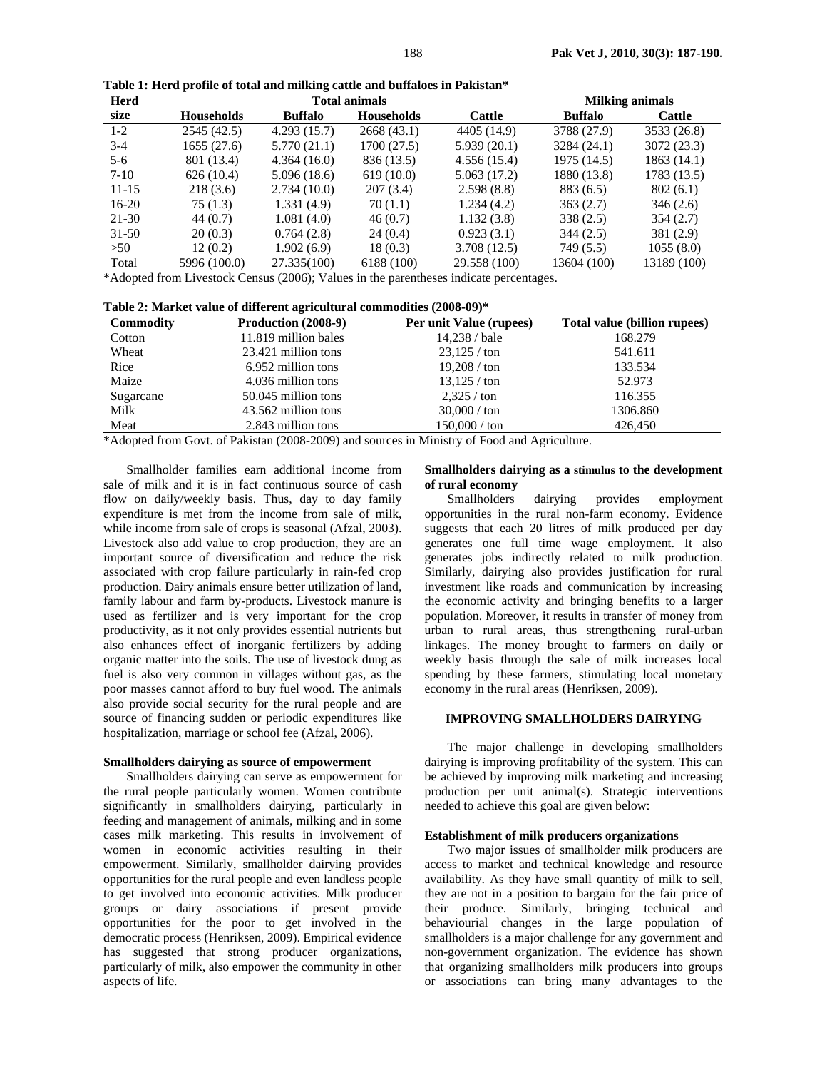**Table 1: Herd profile of total and milking cattle and buffaloes in Pakistan***

| Herd size | Total animals | | | | Milking animals | |
|---|---|---|---|---|---|---|
| | Households | Buffalo | Households | Cattle | Buffalo | Cattle |
| 1-2 | 2545 (42.5) | 4.293 (15.7) | 2668 (43.1) | 4405 (14.9) | 3788 (27.9) | 3533 (26.8) |
| 3-4 | 1655 (27.6) | 5.770 (21.1) | 1700 (27.5) | 5.939 (20.1) | 3284 (24.1) | 3072 (23.3) |
| 5-6 | 801 (13.4) | 4.364 (16.0) | 836 (13.5) | 4.556 (15.4) | 1975 (14.5) | 1863 (14.1) |
| 7-10 | 626 (10.4) | 5.096 (18.6) | 619 (10.0) | 5.063 (17.2) | 1880 (13.8) | 1783 (13.5) |
| 11-15 | 218 (3.6) | 2.734 (10.0) | 207 (3.4) | 2.598 (8.8) | 883 (6.5) | 802 (6.1) |
| 16-20 | 75 (1.3) | 1.331 (4.9) | 70 (1.1) | 1.234 (4.2) | 363 (2.7) | 346 (2.6) |
| 21-30 | 44 (0.7) | 1.081 (4.0) | 46 (0.7) | 1.132 (3.8) | 338 (2.5) | 354 (2.7) |
| 31-50 | 20 (0.3) | 0.764 (2.8) | 24 (0.4) | 0.923 (3.1) | 344 (2.5) | 381 (2.9) |
| >50 | 12 (0.2) | 1.902 (6.9) | 18 (0.3) | 3.708 (12.5) | 749 (5.5) | 1055 (8.0) |
| Total | 5996 (100.0) | 27.335(100) | 6188 (100) | 29.558 (100) | 13604 (100) | 13189 (100) |

*Adopted from Livestock Census (2006); Values in the parentheses indicate percentages.

**Table 2: Market value of different agricultural commodities (2008-09)***

| Commodity | Production (2008-9) | Per unit Value (rupees) | Total value (billion rupees) |
|---|---|---|---|
| Cotton | 11.819 million bales | 14,238 / bale | 168.279 |
| Wheat | 23.421 million tons | 23,125 / ton | 541.611 |
| Rice | 6.952 million tons | 19,208 / ton | 133.534 |
| Maize | 4.036 million tons | 13,125 / ton | 52.973 |
| Sugarcane | 50.045 million tons | 2,325 / ton | 116.355 |
| Milk | 43.562 million tons | 30,000 / ton | 1306.860 |
| Meat | 2.843 million tons | 150,000 / ton | 426,450 |

*Adopted from Govt. of Pakistan (2008-2009) and sources in Ministry of Food and Agriculture.

Smallholder families earn additional income from sale of milk and it is in fact continuous source of cash flow on daily/weekly basis. Thus, day to day family expenditure is met from the income from sale of milk, while income from sale of crops is seasonal (Afzal, 2003). Livestock also add value to crop production, they are an important source of diversification and reduce the risk associated with crop failure particularly in rain-fed crop production. Dairy animals ensure better utilization of land, family labour and farm by-products. Livestock manure is used as fertilizer and is very important for the crop productivity, as it not only provides essential nutrients but also enhances effect of inorganic fertilizers by adding organic matter into the soils. The use of livestock dung as fuel is also very common in villages without gas, as the poor masses cannot afford to buy fuel wood. The animals also provide social security for the rural people and are source of financing sudden or periodic expenditures like hospitalization, marriage or school fee (Afzal, 2006).

**Smallholders dairying as source of empowerment**

Smallholders dairying can serve as empowerment for the rural people particularly women. Women contribute significantly in smallholders dairying, particularly in feeding and management of animals, milking and in some cases milk marketing. This results in involvement of women in economic activities resulting in their empowerment. Similarly, smallholder dairying provides opportunities for the rural people and even landless people to get involved into economic activities. Milk producer groups or dairy associations if present provide opportunities for the poor to get involved in the democratic process (Henriksen, 2009). Empirical evidence has suggested that strong producer organizations, particularly of milk, also empower the community in other aspects of life.

**Smallholders dairying as a stimulus to the development of rural economy**

Smallholders dairying provides employment opportunities in the rural non-farm economy. Evidence suggests that each 20 litres of milk produced per day generates one full time wage employment. It also generates jobs indirectly related to milk production. Similarly, dairying also provides justification for rural investment like roads and communication by increasing the economic activity and bringing benefits to a larger population. Moreover, it results in transfer of money from urban to rural areas, thus strengthening rural-urban linkages. The money brought to farmers on daily or weekly basis through the sale of milk increases local spending by these farmers, stimulating local monetary economy in the rural areas (Henriksen, 2009).

## IMPROVING SMALLHOLDERS DAIRYING

The major challenge in developing smallholders dairying is improving profitability of the system. This can be achieved by improving milk marketing and increasing production per unit animal(s). Strategic interventions needed to achieve this goal are given below:

**Establishment of milk producers organizations**

Two major issues of smallholder milk producers are access to market and technical knowledge and resource availability. As they have small quantity of milk to sell, they are not in a position to bargain for the fair price of their produce. Similarly, bringing technical and behaviourial changes in the large population of smallholders is a major challenge for any government and non-government organization. The evidence has shown that organizing smallholders milk producers into groups or associations can bring many advantages to the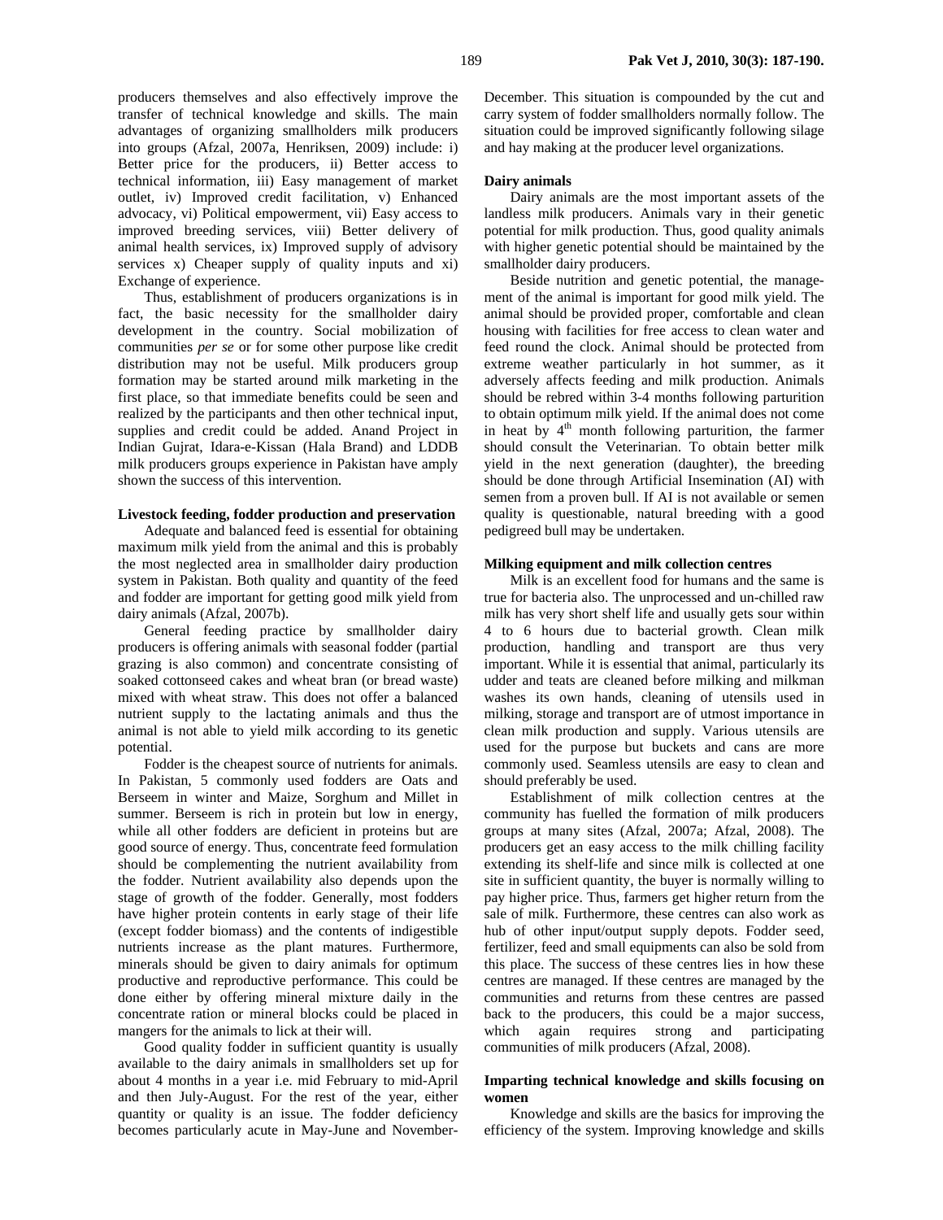producers themselves and also effectively improve the transfer of technical knowledge and skills. The main advantages of organizing smallholders milk producers into groups (Afzal, 2007a, Henriksen, 2009) include: i) Better price for the producers, ii) Better access to technical information, iii) Easy management of market outlet, iv) Improved credit facilitation, v) Enhanced advocacy, vi) Political empowerment, vii) Easy access to improved breeding services, viii) Better delivery of animal health services, ix) Improved supply of advisory services x) Cheaper supply of quality inputs and xi) Exchange of experience.

Thus, establishment of producers organizations is in fact, the basic necessity for the smallholder dairy development in the country. Social mobilization of communities *per se* or for some other purpose like credit distribution may not be useful. Milk producers group formation may be started around milk marketing in the first place, so that immediate benefits could be seen and realized by the participants and then other technical input, supplies and credit could be added. Anand Project in Indian Gujrat, Idara-e-Kissan (Hala Brand) and LDDB milk producers groups experience in Pakistan have amply shown the success of this intervention.

**Livestock feeding, fodder production and preservation**

Adequate and balanced feed is essential for obtaining maximum milk yield from the animal and this is probably the most neglected area in smallholder dairy production system in Pakistan. Both quality and quantity of the feed and fodder are important for getting good milk yield from dairy animals (Afzal, 2007b).

General feeding practice by smallholder dairy producers is offering animals with seasonal fodder (partial grazing is also common) and concentrate consisting of soaked cottonseed cakes and wheat bran (or bread waste) mixed with wheat straw. This does not offer a balanced nutrient supply to the lactating animals and thus the animal is not able to yield milk according to its genetic potential.

Fodder is the cheapest source of nutrients for animals. In Pakistan, 5 commonly used fodders are Oats and Berseem in winter and Maize, Sorghum and Millet in summer. Berseem is rich in protein but low in energy, while all other fodders are deficient in proteins but are good source of energy. Thus, concentrate feed formulation should be complementing the nutrient availability from the fodder. Nutrient availability also depends upon the stage of growth of the fodder. Generally, most fodders have higher protein contents in early stage of their life (except fodder biomass) and the contents of indigestible nutrients increase as the plant matures. Furthermore, minerals should be given to dairy animals for optimum productive and reproductive performance. This could be done either by offering mineral mixture daily in the concentrate ration or mineral blocks could be placed in mangers for the animals to lick at their will.

Good quality fodder in sufficient quantity is usually available to the dairy animals in smallholders set up for about 4 months in a year i.e. mid February to mid-April and then July-August. For the rest of the year, either quantity or quality is an issue. The fodder deficiency becomes particularly acute in May-June and November-December. This situation is compounded by the cut and carry system of fodder smallholders normally follow. The situation could be improved significantly following silage and hay making at the producer level organizations.

**Dairy animals**

Dairy animals are the most important assets of the landless milk producers. Animals vary in their genetic potential for milk production. Thus, good quality animals with higher genetic potential should be maintained by the smallholder dairy producers.

Beside nutrition and genetic potential, the management of the animal is important for good milk yield. The animal should be provided proper, comfortable and clean housing with facilities for free access to clean water and feed round the clock. Animal should be protected from extreme weather particularly in hot summer, as it adversely affects feeding and milk production. Animals should be rebred within 3-4 months following parturition to obtain optimum milk yield. If the animal does not come in heat by 4th month following parturition, the farmer should consult the Veterinarian. To obtain better milk yield in the next generation (daughter), the breeding should be done through Artificial Insemination (AI) with semen from a proven bull. If AI is not available or semen quality is questionable, natural breeding with a good pedigreed bull may be undertaken.

**Milking equipment and milk collection centres**

Milk is an excellent food for humans and the same is true for bacteria also. The unprocessed and un-chilled raw milk has very short shelf life and usually gets sour within 4 to 6 hours due to bacterial growth. Clean milk production, handling and transport are thus very important. While it is essential that animal, particularly its udder and teats are cleaned before milking and milkman washes its own hands, cleaning of utensils used in milking, storage and transport are of utmost importance in clean milk production and supply. Various utensils are used for the purpose but buckets and cans are more commonly used. Seamless utensils are easy to clean and should preferably be used.

Establishment of milk collection centres at the community has fuelled the formation of milk producers groups at many sites (Afzal, 2007a; Afzal, 2008). The producers get an easy access to the milk chilling facility extending its shelf-life and since milk is collected at one site in sufficient quantity, the buyer is normally willing to pay higher price. Thus, farmers get higher return from the sale of milk. Furthermore, these centres can also work as hub of other input/output supply depots. Fodder seed, fertilizer, feed and small equipments can also be sold from this place. The success of these centres lies in how these centres are managed. If these centres are managed by the communities and returns from these centres are passed back to the producers, this could be a major success, which again requires strong and participating communities of milk producers (Afzal, 2008).

**Imparting technical knowledge and skills focusing on women**

Knowledge and skills are the basics for improving the efficiency of the system. Improving knowledge and skills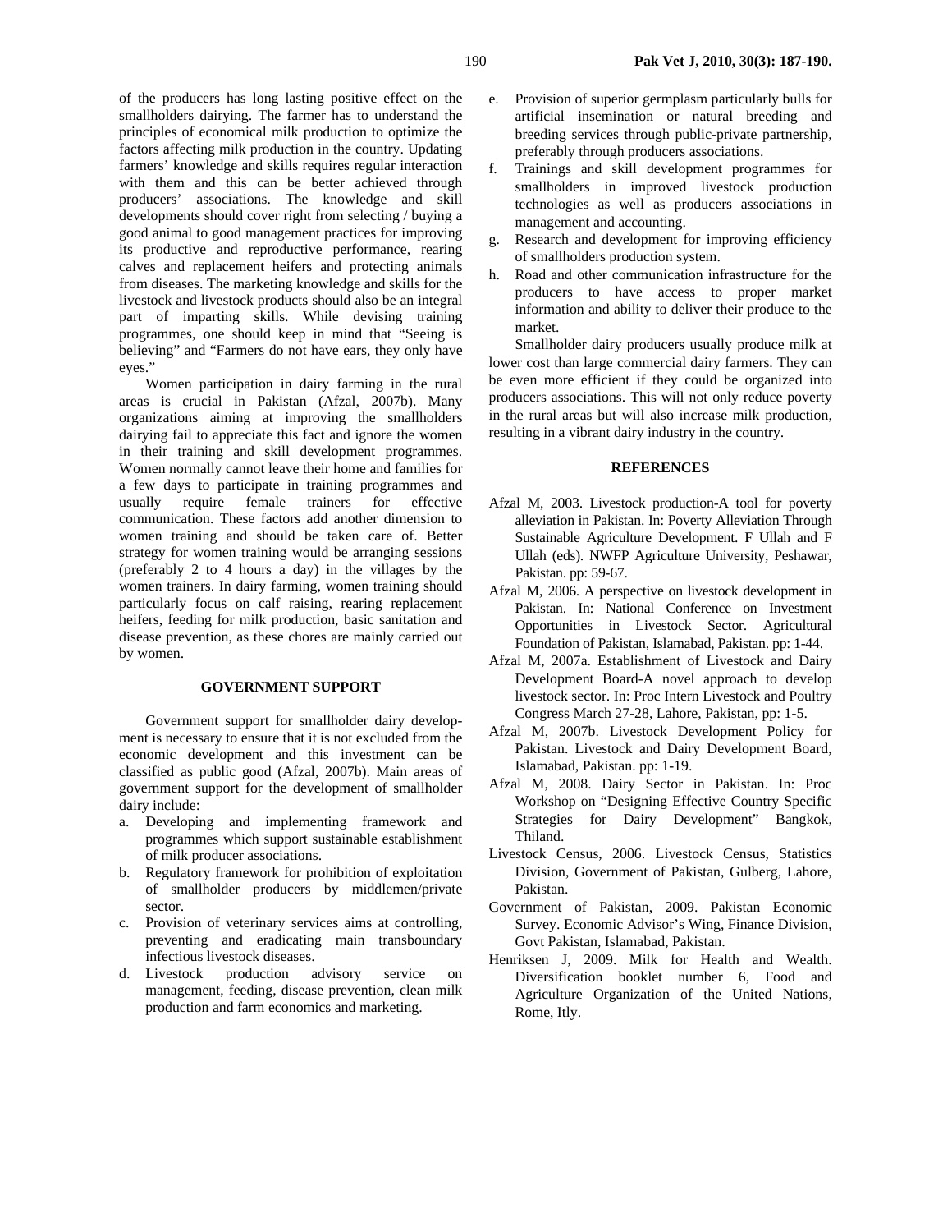of the producers has long lasting positive effect on the smallholders dairying. The farmer has to understand the principles of economical milk production to optimize the factors affecting milk production in the country. Updating farmers' knowledge and skills requires regular interaction with them and this can be better achieved through producers' associations. The knowledge and skill developments should cover right from selecting / buying a good animal to good management practices for improving its productive and reproductive performance, rearing calves and replacement heifers and protecting animals from diseases. The marketing knowledge and skills for the livestock and livestock products should also be an integral part of imparting skills. While devising training programmes, one should keep in mind that "Seeing is believing" and "Farmers do not have ears, they only have eyes."

Women participation in dairy farming in the rural areas is crucial in Pakistan (Afzal, 2007b). Many organizations aiming at improving the smallholders dairying fail to appreciate this fact and ignore the women in their training and skill development programmes. Women normally cannot leave their home and families for a few days to participate in training programmes and usually require female trainers for effective communication. These factors add another dimension to women training and should be taken care of. Better strategy for women training would be arranging sessions (preferably 2 to 4 hours a day) in the villages by the women trainers. In dairy farming, women training should particularly focus on calf raising, rearing replacement heifers, feeding for milk production, basic sanitation and disease prevention, as these chores are mainly carried out by women.

## GOVERNMENT SUPPORT

Government support for smallholder dairy development is necessary to ensure that it is not excluded from the economic development and this investment can be classified as public good (Afzal, 2007b). Main areas of government support for the development of smallholder dairy include:

a. Developing and implementing framework and programmes which support sustainable establishment of milk producer associations.
b. Regulatory framework for prohibition of exploitation of smallholder producers by middlemen/private sector.
c. Provision of veterinary services aims at controlling, preventing and eradicating main transboundary infectious livestock diseases.
d. Livestock production advisory service on management, feeding, disease prevention, clean milk production and farm economics and marketing.
e. Provision of superior germplasm particularly bulls for artificial insemination or natural breeding and breeding services through public-private partnership, preferably through producers associations.
f. Trainings and skill development programmes for smallholders in improved livestock production technologies as well as producers associations in management and accounting.
g. Research and development for improving efficiency of smallholders production system.
h. Road and other communication infrastructure for the producers to have access to proper market information and ability to deliver their produce to the market.

Smallholder dairy producers usually produce milk at lower cost than large commercial dairy farmers. They can be even more efficient if they could be organized into producers associations. This will not only reduce poverty in the rural areas but will also increase milk production, resulting in a vibrant dairy industry in the country.

## REFERENCES

Afzal M, 2003. Livestock production-A tool for poverty alleviation in Pakistan. In: Poverty Alleviation Through Sustainable Agriculture Development. F Ullah and F Ullah (eds). NWFP Agriculture University, Peshawar, Pakistan. pp: 59-67.

Afzal M, 2006. A perspective on livestock development in Pakistan. In: National Conference on Investment Opportunities in Livestock Sector. Agricultural Foundation of Pakistan, Islamabad, Pakistan. pp: 1-44.

Afzal M, 2007a. Establishment of Livestock and Dairy Development Board-A novel approach to develop livestock sector. In: Proc Intern Livestock and Poultry Congress March 27-28, Lahore, Pakistan, pp: 1-5.

Afzal M, 2007b. Livestock Development Policy for Pakistan. Livestock and Dairy Development Board, Islamabad, Pakistan. pp: 1-19.

Afzal M, 2008. Dairy Sector in Pakistan. In: Proc Workshop on "Designing Effective Country Specific Strategies for Dairy Development" Bangkok, Thiland.

Livestock Census, 2006. Livestock Census, Statistics Division, Government of Pakistan, Gulberg, Lahore, Pakistan.

Government of Pakistan, 2009. Pakistan Economic Survey. Economic Advisor's Wing, Finance Division, Govt Pakistan, Islamabad, Pakistan.

Henriksen J, 2009. Milk for Health and Wealth. Diversification booklet number 6, Food and Agriculture Organization of the United Nations, Rome, Itly.